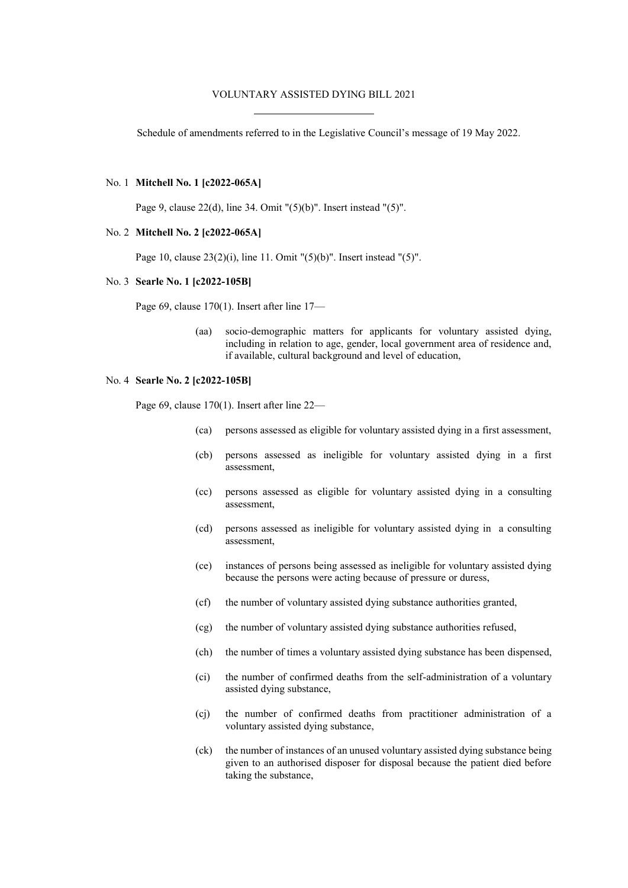# VOLUNTARY ASSISTED DYING BILL 2021

Schedule of amendments referred to in the Legislative Council's message of 19 May 2022.

No. 1 **Mitchell No. 1 [c2022-065A]**

Page 9, clause 22(d), line 34. Omit "(5)(b)". Insert instead "(5)".

No. 2 **Mitchell No. 2 [c2022-065A]**

Page 10, clause 23(2)(i), line 11. Omit "(5)(b)". Insert instead "(5)".

No. 3 **Searle No. 1 [c2022-105B]**

Page 69, clause 170(1). Insert after line 17—

> (aa) socio-demographic matters for applicants for voluntary assisted dying, including in relation to age, gender, local government area of residence and, if available, cultural background and level of education,

No. 4 **Searle No. 2 [c2022-105B]**

Page 69, clause 170(1). Insert after line 22—

> (ca) persons assessed as eligible for voluntary assisted dying in a first assessment,
>
> (cb) persons assessed as ineligible for voluntary assisted dying in a first assessment,
>
> (cc) persons assessed as eligible for voluntary assisted dying in a consulting assessment,
>
> (cd) persons assessed as ineligible for voluntary assisted dying in a consulting assessment,
>
> (ce) instances of persons being assessed as ineligible for voluntary assisted dying because the persons were acting because of pressure or duress,
>
> (cf) the number of voluntary assisted dying substance authorities granted,
>
> (cg) the number of voluntary assisted dying substance authorities refused,
>
> (ch) the number of times a voluntary assisted dying substance has been dispensed,
>
> (ci) the number of confirmed deaths from the self-administration of a voluntary assisted dying substance,
>
> (cj) the number of confirmed deaths from practitioner administration of a voluntary assisted dying substance,
>
> (ck) the number of instances of an unused voluntary assisted dying substance being given to an authorised disposer for disposal because the patient died before taking the substance,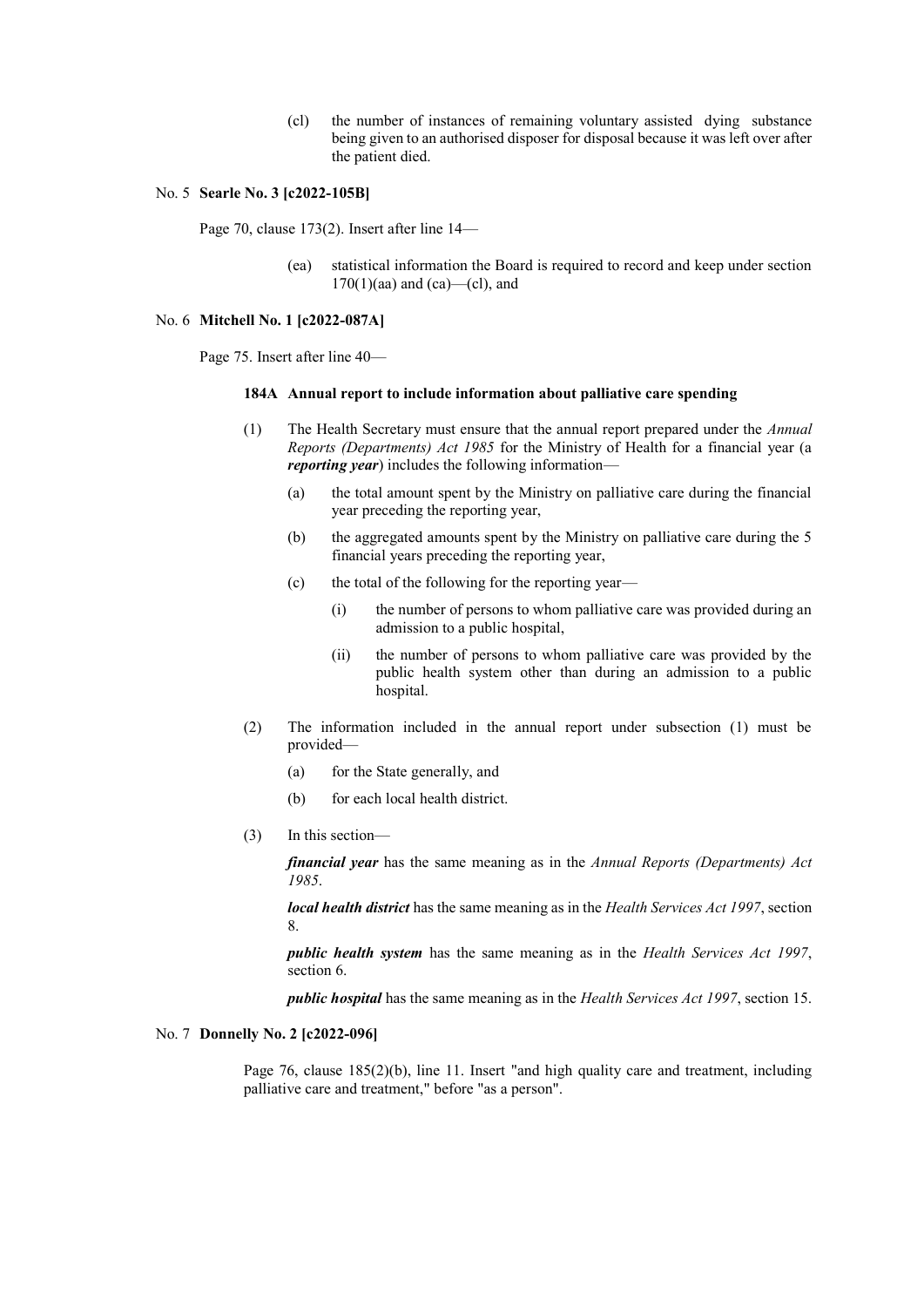(cl) the number of instances of remaining voluntary assisted dying substance being given to an authorised disposer for disposal because it was left over after the patient died.

No. 5 **Searle No. 3 [c2022-105B]**

Page 70, clause 173(2). Insert after line 14—

(ea) statistical information the Board is required to record and keep under section 170(1)(aa) and (ca)—(cl), and

No. 6 **Mitchell No. 1 [c2022-087A]**

Page 75. Insert after line 40—

**184A Annual report to include information about palliative care spending**

(1) The Health Secretary must ensure that the annual report prepared under the *Annual Reports (Departments) Act 1985* for the Ministry of Health for a financial year (a ***reporting year***) includes the following information—

(a) the total amount spent by the Ministry on palliative care during the financial year preceding the reporting year,

(b) the aggregated amounts spent by the Ministry on palliative care during the 5 financial years preceding the reporting year,

(c) the total of the following for the reporting year—

(i) the number of persons to whom palliative care was provided during an admission to a public hospital,

(ii) the number of persons to whom palliative care was provided by the public health system other than during an admission to a public hospital.

(2) The information included in the annual report under subsection (1) must be provided—

(a) for the State generally, and

(b) for each local health district.

(3) In this section—

***financial year*** has the same meaning as in the *Annual Reports (Departments) Act 1985*.

***local health district*** has the same meaning as in the *Health Services Act 1997*, section 8.

***public health system*** has the same meaning as in the *Health Services Act 1997*, section 6.

***public hospital*** has the same meaning as in the *Health Services Act 1997*, section 15.

No. 7 **Donnelly No. 2 [c2022-096]**

Page 76, clause 185(2)(b), line 11. Insert "and high quality care and treatment, including palliative care and treatment," before "as a person".